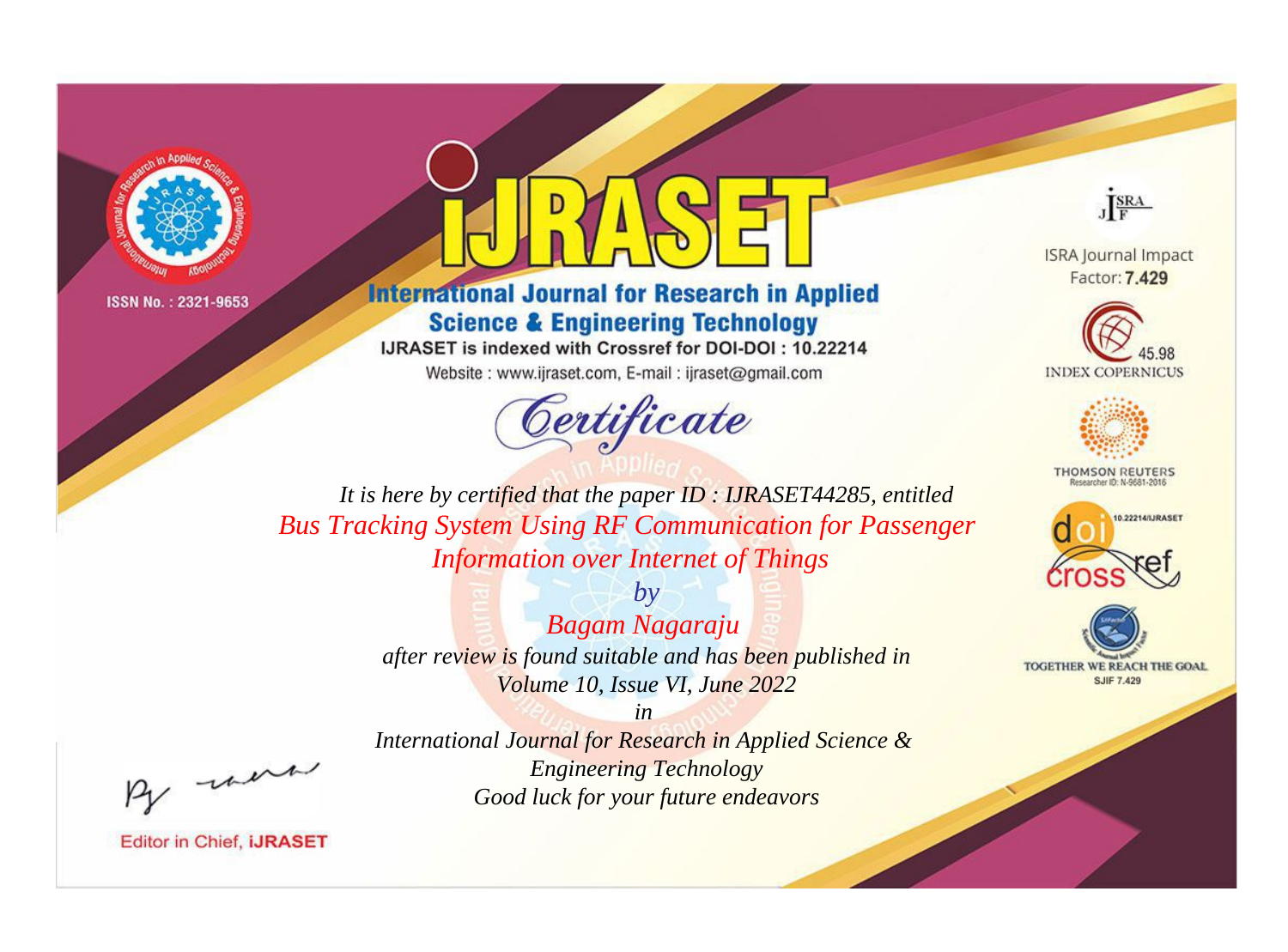ISSN No. : 2321-9653

# iJRASET

## International Journal for Research in Applied Science & Engineering Technology

IJRASET is indexed with Crossref for DOI-DOI : 10.22214

Website : www.ijraset.com, E-mail : ijraset@gmail.com

ISRA Journal Impact Factor: **7.429**

45.98 INDEX COPERNICUS

THOMSON REUTERS Researcher ID: N-9681-2016

10.22214/IJRASET

TOGETHER WE REACH THE GOAL SJIF 7.429

## *Certificate*

*It is here by certified that the paper ID : IJRASET44285, entitled*

*Bus Tracking System Using RF Communication for Passenger Information over Internet of Things*

*by*

*Bagam Nagaraju*

*after review is found suitable and has been published in*

*Volume 10, Issue VI, June 2022*

*in*

*International Journal for Research in Applied Science & Engineering Technology*

*Good luck for your future endeavors*

Editor in Chief, **iJRASET**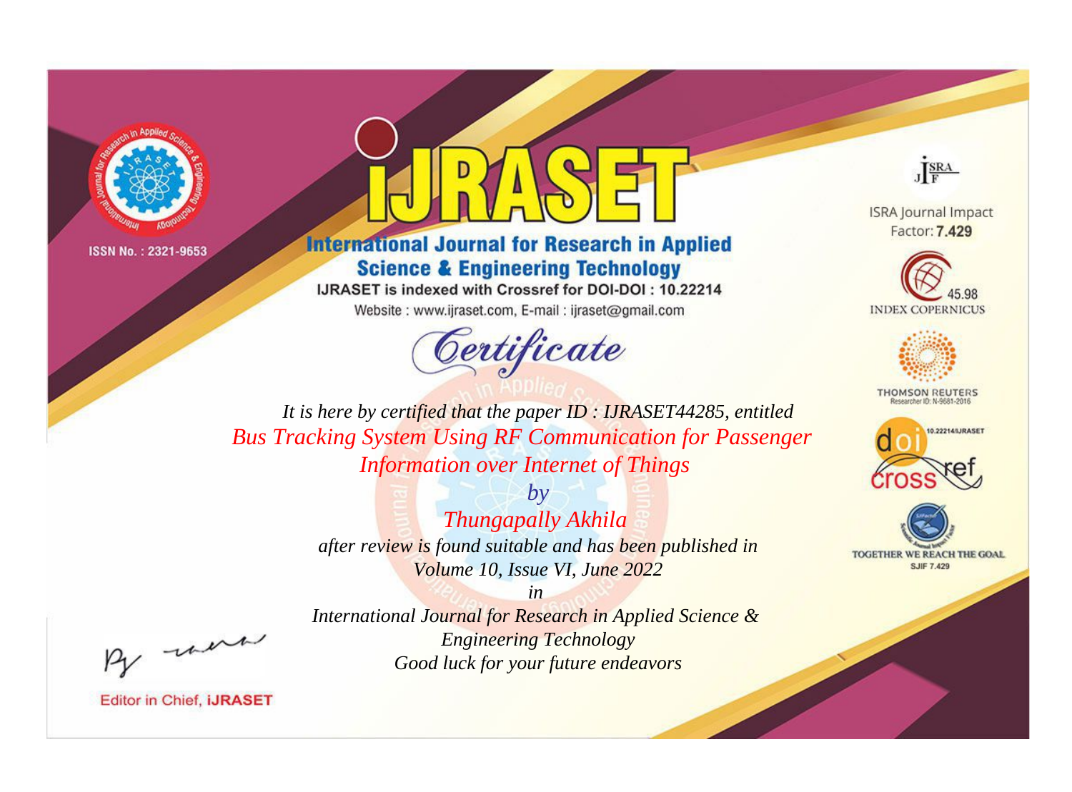ISSN No. : 2321-9653

# iJRASET

## International Journal for Research in Applied Science & Engineering Technology

IJRASET is indexed with Crossref for DOI-DOI : 10.22214

Website : www.ijraset.com, E-mail : ijraset@gmail.com

ISRA Journal Impact Factor: **7.429**

45.98 INDEX COPERNICUS

THOMSON REUTERS Researcher ID: N-9681-2016

10.22214/IJRASET

TOGETHER WE REACH THE GOAL SJIF 7.429

*Certificate*

*It is here by certified that the paper ID : IJRASET44285, entitled*

*Bus Tracking System Using RF Communication for Passenger Information over Internet of Things*

*by*

*Thungapally Akhila*

*after review is found suitable and has been published in Volume 10, Issue VI, June 2022*

*in*

*International Journal for Research in Applied Science & Engineering Technology*

*Good luck for your future endeavors*

Editor in Chief, **iJRASET**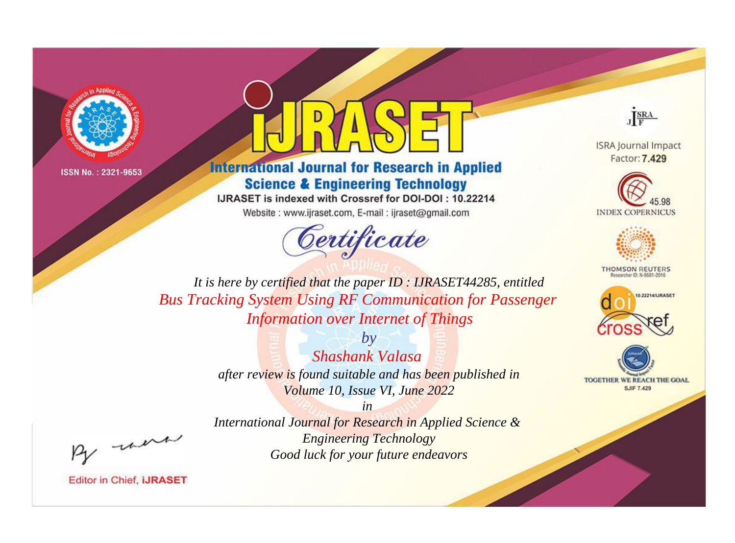ISSN No. : 2321-9653

# iJRASET

## International Journal for Research in Applied Science & Engineering Technology

IJRASET is indexed with Crossref for DOI-DOI : 10.22214

Website : www.ijraset.com, E-mail : ijraset@gmail.com

ISRA Journal Impact Factor: **7.429**

45.98 INDEX COPERNICUS

THOMSON REUTERS Researcher ID: N-9681-2016

10.22214/IJRASET

TOGETHER WE REACH THE GOAL SJIF 7.429

# *Certificate*

*It is here by certified that the paper ID : IJRASET44285, entitled*

*Bus Tracking System Using RF Communication for Passenger Information over Internet of Things*

*by*

*Shashank Valasa*

*after review is found suitable and has been published in*

*Volume 10, Issue VI, June 2022*

*in*

*International Journal for Research in Applied Science & Engineering Technology*

*Good luck for your future endeavors*

Editor in Chief, **iJRASET**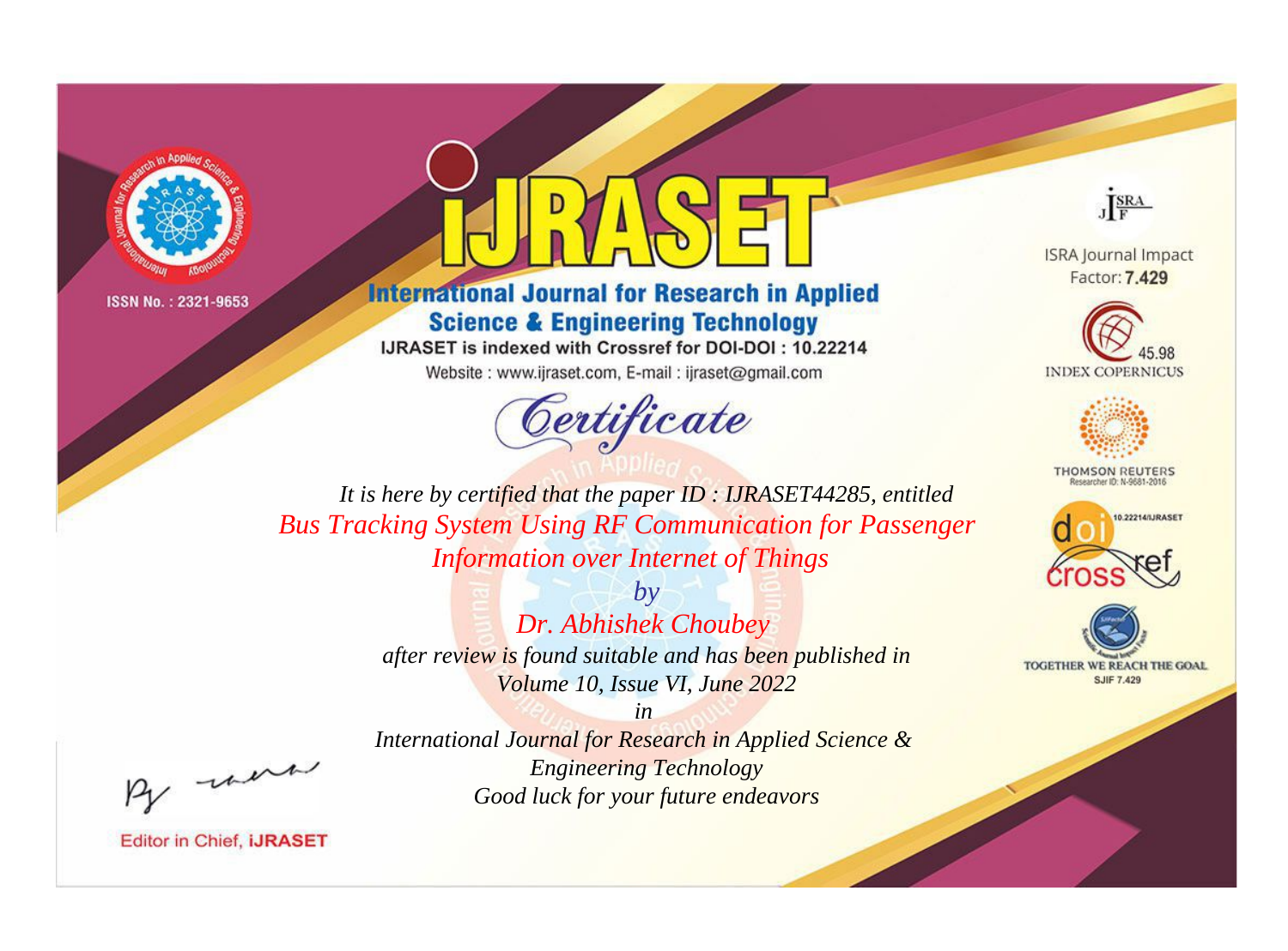ISSN No. : 2321-9653

# IJRASET

## International Journal for Research in Applied Science & Engineering Technology

IJRASET is indexed with Crossref for DOI-DOI : 10.22214

Website : www.ijraset.com, E-mail : ijraset@gmail.com

*Certificate*

*It is here by certified that the paper ID : IJRASET44285, entitled*

*Bus Tracking System Using RF Communication for Passenger Information over Internet of Things*

*by*

*Dr. Abhishek Choubey*

*after review is found suitable and has been published in*

*Volume 10, Issue VI, June 2022*

*in*

*International Journal for Research in Applied Science & Engineering Technology*

*Good luck for your future endeavors*

ISRA Journal Impact Factor: **7.429**

45.98 INDEX COPERNICUS

THOMSON REUTERS Researcher ID: N-9681-2016

10.22214/IJRASET

TOGETHER WE REACH THE GOAL SJIF 7.429

Editor in Chief, **iJRASET**